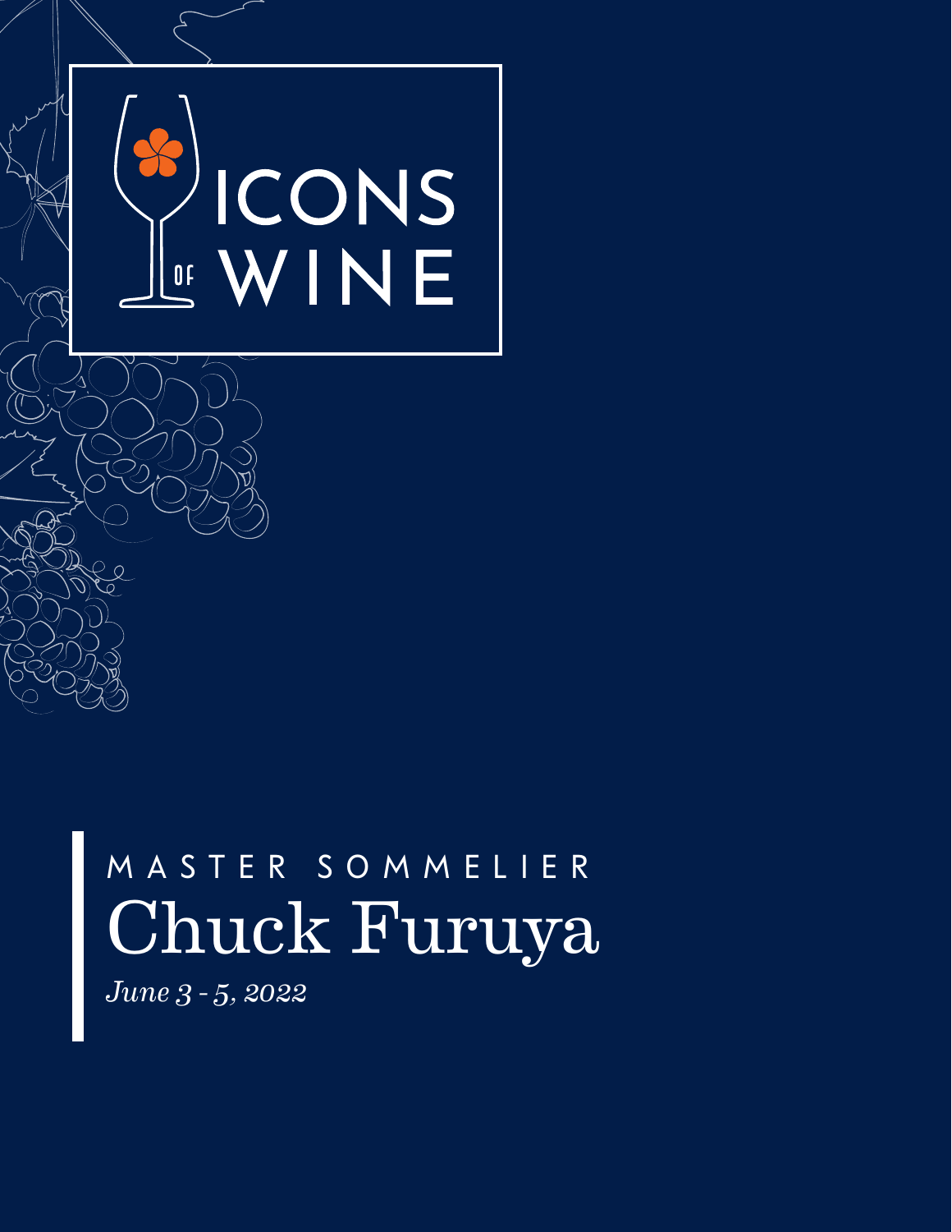# ICONS OF WINE

MASTER SOMMELIER

## Chuck Furuya

*June 3 - 5, 2022*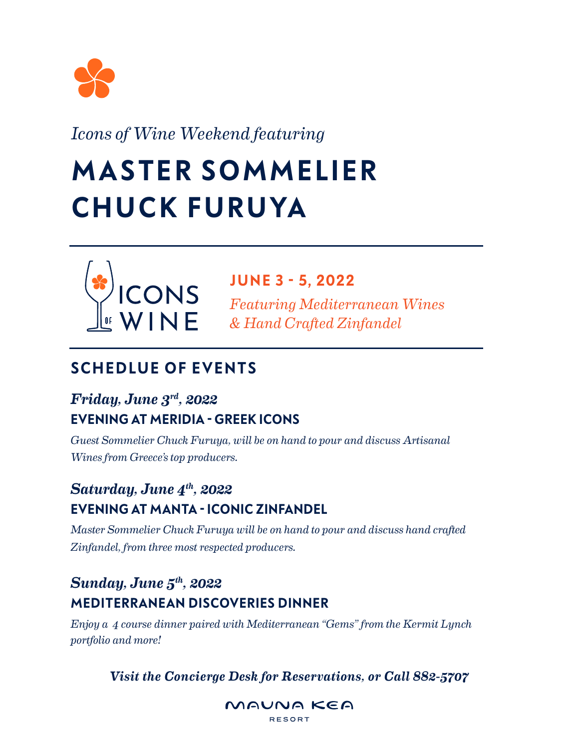*Icons of Wine Weekend featuring*

# MASTER SOMMELIER CHUCK FURUYA

ICONS OF WINE

## JUNE 3 - 5, 2022

*Featuring Mediterranean Wines & Hand Crafted Zinfandel*

## SCHEDLUE OF EVENTS

***Friday, June 3rd, 2022***

### EVENING AT MERIDIA - GREEK ICONS

*Guest Sommelier Chuck Furuya, will be on hand to pour and discuss Artisanal Wines from Greece's top producers.*

***Saturday, June 4th, 2022***

### EVENING AT MANTA - ICONIC ZINFANDEL

*Master Sommelier Chuck Furuya will be on hand to pour and discuss hand crafted Zinfandel, from three most respected producers.*

***Sunday, June 5th, 2022***

### MEDITERRANEAN DISCOVERIES DINNER

*Enjoy a 4 course dinner paired with Mediterranean "Gems" from the Kermit Lynch portfolio and more!*

***Visit the Concierge Desk for Reservations, or Call 882-5707***

MAUNA KEA RESORT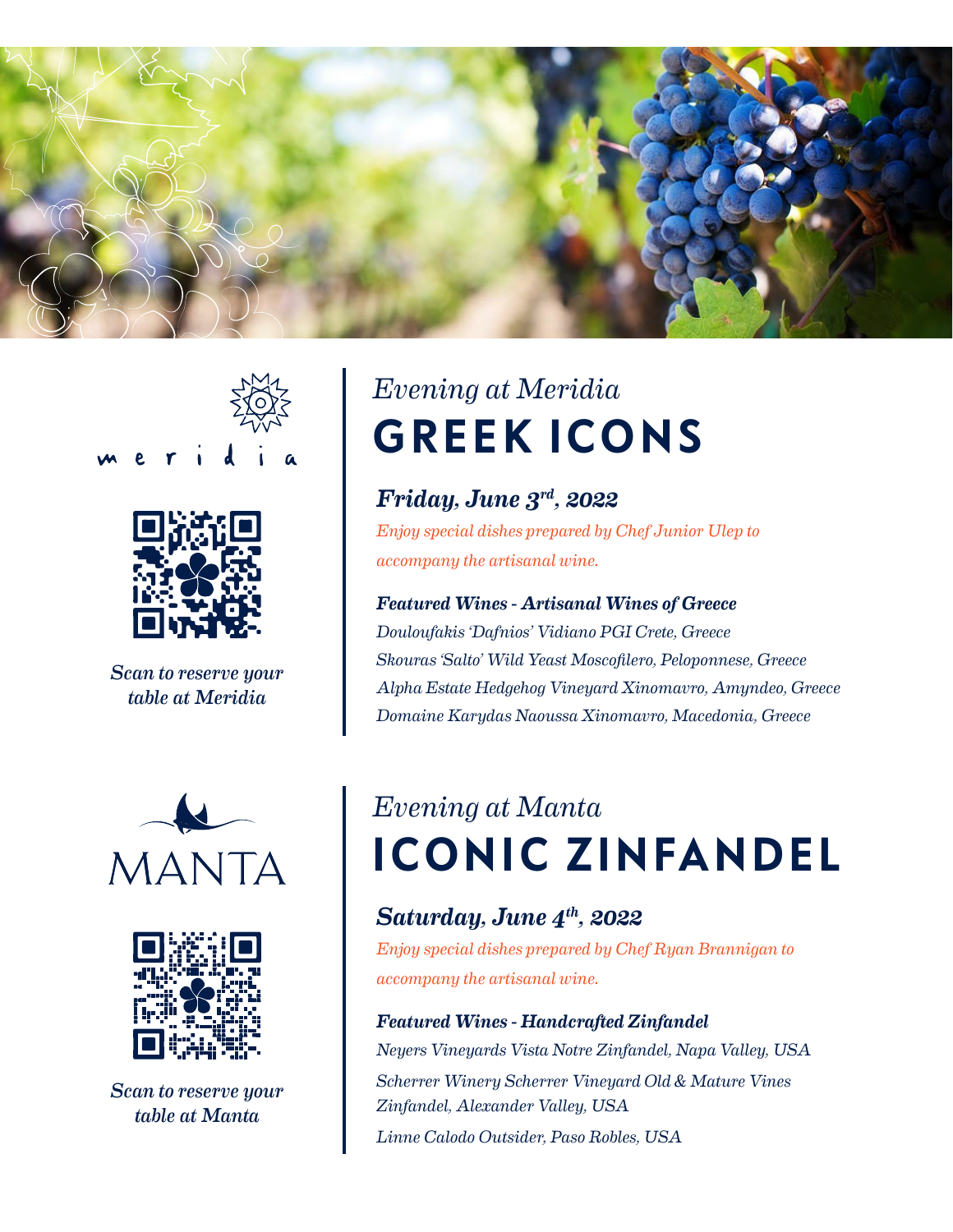meridia

*Scan to reserve your table at Meridia*

*Evening at Meridia*

# GREEK ICONS

***Friday, June 3rd, 2022***

*Enjoy special dishes prepared by Chef Junior Ulep to accompany the artisanal wine.*

***Featured Wines - Artisanal Wines of Greece***

*Douloufakis 'Dafnios' Vidiano PGI Crete, Greece*
*Skouras 'Salto' Wild Yeast Moscofilero, Peloponnese, Greece*
*Alpha Estate Hedgehog Vineyard Xinomavro, Amyndeo, Greece*
*Domaine Karydas Naoussa Xinomavro, Macedonia, Greece*

MANTA

*Scan to reserve your table at Manta*

*Evening at Manta*

# ICONIC ZINFANDEL

***Saturday, June 4th, 2022***

*Enjoy special dishes prepared by Chef Ryan Brannigan to accompany the artisanal wine.*

***Featured Wines - Handcrafted Zinfandel***

*Neyers Vineyards Vista Notre Zinfandel, Napa Valley, USA*
*Scherrer Winery Scherrer Vineyard Old & Mature Vines Zinfandel, Alexander Valley, USA*
*Linne Calodo Outsider, Paso Robles, USA*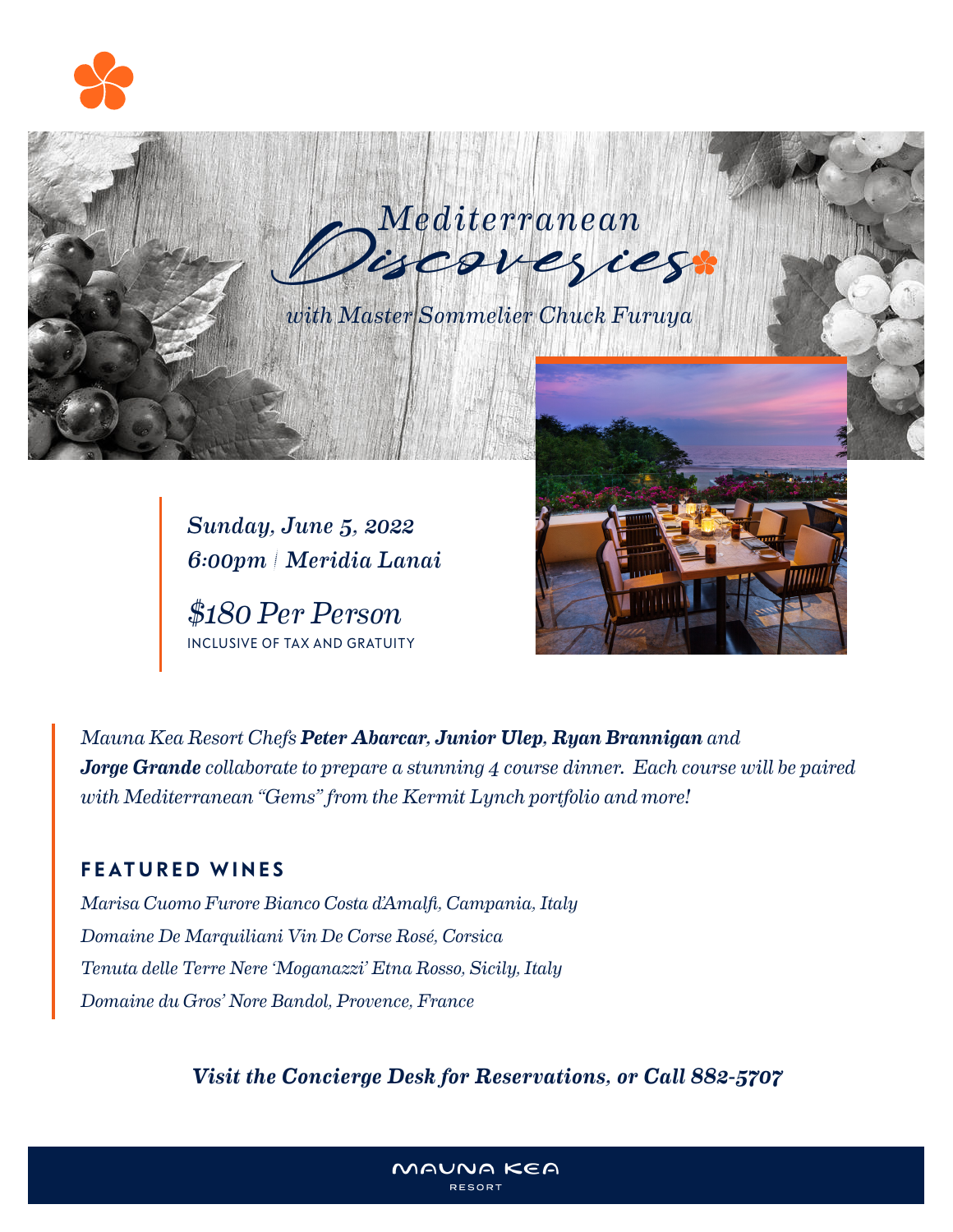# Mediterranean Discoveries

*with Master Sommelier Chuck Furuya*

***Sunday, June 5, 2022***
***6:00pm | Meridia Lanai***

*$180 Per Person*
INCLUSIVE OF TAX AND GRATUITY

*Mauna Kea Resort Chefs **Peter Abarcar, Junior Ulep, Ryan Brannigan** and **Jorge Grande** collaborate to prepare a stunning 4 course dinner. Each course will be paired with Mediterranean "Gems" from the Kermit Lynch portfolio and more!*

## FEATURED WINES

*Marisa Cuomo Furore Bianco Costa d'Amalfi, Campania, Italy*
*Domaine De Marquiliani Vin De Corse Rosé, Corsica*
*Tenuta delle Terre Nere 'Moganazzi' Etna Rosso, Sicily, Italy*
*Domaine du Gros' Nore Bandol, Provence, France*

***Visit the Concierge Desk for Reservations, or Call 882-5707***

MAUNA KEA RESORT